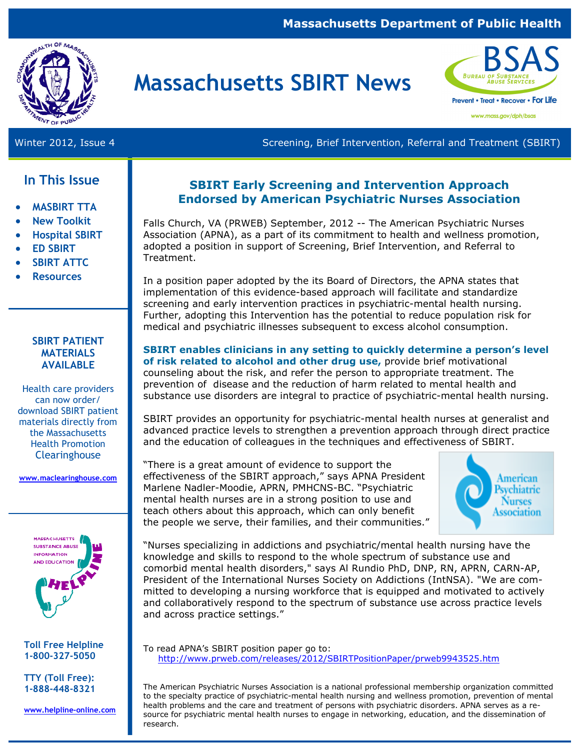Massachusetts Department of Public Health

# Massachusetts SBIRT News

BSAS — Bureau of Substance Abuse Services — Prevent • Treat • Recover • For Life — www.mass.gov/dph/bsas

Winter 2012, Issue 4 — Screening, Brief Intervention, Referral and Treatment (SBIRT)

## In This Issue

- MASBIRT TTA
- New Toolkit
- Hospital SBIRT
- ED SBIRT
- SBIRT ATTC
- Resources

### SBIRT PATIENT MATERIALS AVAILABLE

Health care providers can now order/ download SBIRT patient materials directly from the Massachusetts Health Promotion Clearinghouse

www.maclearinghouse.com

MASSACHUSETTS SUBSTANCE ABUSE INFORMATION AND EDUCATION HELPLINE

**Toll Free Helpline 1-800-327-5050**

**TTY (Toll Free): 1-888-448-8321**

www.helpline-online.com

## SBIRT Early Screening and Intervention Approach Endorsed by American Psychiatric Nurses Association

Falls Church, VA (PRWEB) September, 2012 -- The American Psychiatric Nurses Association (APNA), as a part of its commitment to health and wellness promotion, adopted a position in support of Screening, Brief Intervention, and Referral to Treatment.

In a position paper adopted by the its Board of Directors, the APNA states that implementation of this evidence-based approach will facilitate and standardize screening and early intervention practices in psychiatric-mental health nursing. Further, adopting this Intervention has the potential to reduce population risk for medical and psychiatric illnesses subsequent to excess alcohol consumption.

**SBIRT enables clinicians in any setting to quickly determine a person's level of risk related to alcohol and other drug use,** provide brief motivational counseling about the risk, and refer the person to appropriate treatment. The prevention of disease and the reduction of harm related to mental health and substance use disorders are integral to practice of psychiatric-mental health nursing.

SBIRT provides an opportunity for psychiatric-mental health nurses at generalist and advanced practice levels to strengthen a prevention approach through direct practice and the education of colleagues in the techniques and effectiveness of SBIRT.

"There is a great amount of evidence to support the effectiveness of the SBIRT approach," says APNA President Marlene Nadler-Moodie, APRN, PMHCNS-BC. "Psychiatric mental health nurses are in a strong position to use and teach others about this approach, which can only benefit the people we serve, their families, and their communities."

American Psychiatric Nurses Association

"Nurses specializing in addictions and psychiatric/mental health nursing have the knowledge and skills to respond to the whole spectrum of substance use and comorbid mental health disorders," says Al Rundio PhD, DNP, RN, APRN, CARN-AP, President of the International Nurses Society on Addictions (IntNSA). "We are committed to developing a nursing workforce that is equipped and motivated to actively and collaboratively respond to the spectrum of substance use across practice levels and across practice settings."

To read APNA's SBIRT position paper go to:
http://www.prweb.com/releases/2012/SBIRTPositionPaper/prweb9943525.htm

The American Psychiatric Nurses Association is a national professional membership organization committed to the specialty practice of psychiatric-mental health nursing and wellness promotion, prevention of mental health problems and the care and treatment of persons with psychiatric disorders. APNA serves as a resource for psychiatric mental health nurses to engage in networking, education, and the dissemination of research.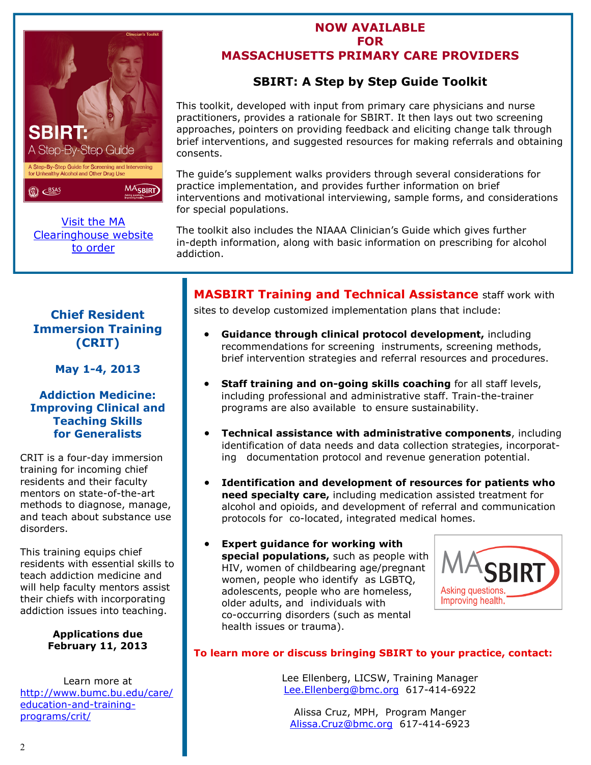## NOW AVAILABLE FOR MASSACHUSETTS PRIMARY CARE PROVIDERS

### SBIRT: A Step by Step Guide Toolkit

This toolkit, developed with input from primary care physicians and nurse practitioners, provides a rationale for SBIRT. It then lays out two screening approaches, pointers on providing feedback and eliciting change talk through brief interventions, and suggested resources for making referrals and obtaining consents.

The guide's supplement walks providers through several considerations for practice implementation, and provides further information on brief interventions and motivational interviewing, sample forms, and considerations for special populations.

The toolkit also includes the NIAAA Clinician's Guide which gives further in-depth information, along with basic information on prescribing for alcohol addiction.

Visit the MA Clearinghouse website to order

---

## Chief Resident Immersion Training (CRIT)

### May 1-4, 2013

### Addiction Medicine: Improving Clinical and Teaching Skills for Generalists

CRIT is a four-day immersion training for incoming chief residents and their faculty mentors on state-of-the-art methods to diagnose, manage, and teach about substance use disorders.

This training equips chief residents with essential skills to teach addiction medicine and will help faculty mentors assist their chiefs with incorporating addiction issues into teaching.

**Applications due February 11, 2013**

Learn more at http://www.bumc.bu.edu/care/education-and-training-programs/crit/

---

**MASBIRT Training and Technical Assistance** staff work with sites to develop customized implementation plans that include:

- **Guidance through clinical protocol development,** including recommendations for screening instruments, screening methods, brief intervention strategies and referral resources and procedures.
- **Staff training and on-going skills coaching** for all staff levels, including professional and administrative staff. Train-the-trainer programs are also available to ensure sustainability.
- **Technical assistance with administrative components**, including identification of data needs and data collection strategies, incorporating documentation protocol and revenue generation potential.
- **Identification and development of resources for patients who need specialty care,** including medication assisted treatment for alcohol and opioids, and development of referral and communication protocols for co-located, integrated medical homes.
- **Expert guidance for working with special populations,** such as people with HIV, women of childbearing age/pregnant women, people who identify as LGBTQ, adolescents, people who are homeless, older adults, and individuals with co-occurring disorders (such as mental health issues or trauma).

MASBIRT
Asking questions. Improving health.

**To learn more or discuss bringing SBIRT to your practice, contact:**

Lee Ellenberg, LICSW, Training Manager
Lee.Ellenberg@bmc.org 617-414-6922

Alissa Cruz, MPH, Program Manger
Alissa.Cruz@bmc.org 617-414-6923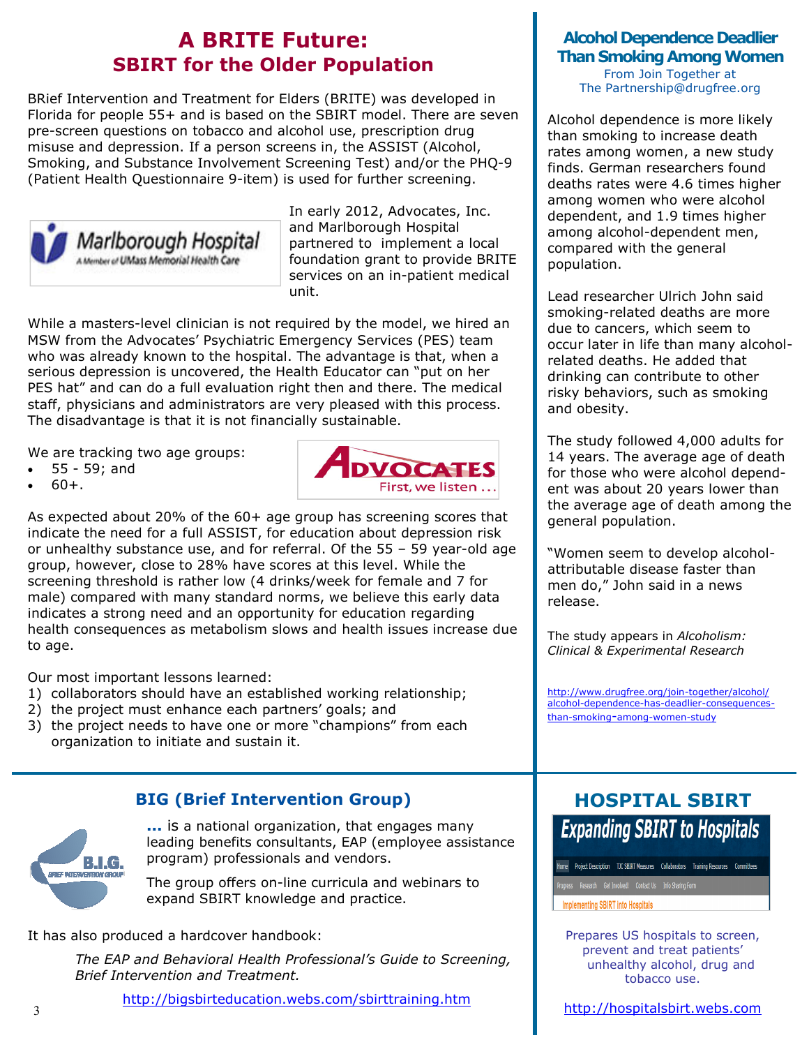# A BRITE Future:
## SBIRT for the Older Population

BRief Intervention and Treatment for Elders (BRITE) was developed in Florida for people 55+ and is based on the SBIRT model. There are seven pre-screen questions on tobacco and alcohol use, prescription drug misuse and depression. If a person screens in, the ASSIST (Alcohol, Smoking, and Substance Involvement Screening Test) and/or the PHQ-9 (Patient Health Questionnaire 9-item) is used for further screening.

In early 2012, Advocates, Inc. and Marlborough Hospital partnered to implement a local foundation grant to provide BRITE services on an in-patient medical unit.

While a masters-level clinician is not required by the model, we hired an MSW from the Advocates' Psychiatric Emergency Services (PES) team who was already known to the hospital. The advantage is that, when a serious depression is uncovered, the Health Educator can "put on her PES hat" and can do a full evaluation right then and there. The medical staff, physicians and administrators are very pleased with this process. The disadvantage is that it is not financially sustainable.

We are tracking two age groups:

- 55 - 59; and
- 60+.

As expected about 20% of the 60+ age group has screening scores that indicate the need for a full ASSIST, for education about depression risk or unhealthy substance use, and for referral. Of the 55 – 59 year-old age group, however, close to 28% have scores at this level. While the screening threshold is rather low (4 drinks/week for female and 7 for male) compared with many standard norms, we believe this early data indicates a strong need and an opportunity for education regarding health consequences as metabolism slows and health issues increase due to age.

Our most important lessons learned:

1) collaborators should have an established working relationship;
2) the project must enhance each partners' goals; and
3) the project needs to have one or more "champions" from each organization to initiate and sustain it.

## Alcohol Dependence Deadlier Than Smoking Among Women

From Join Together at The Partnership@drugfree.org

Alcohol dependence is more likely than smoking to increase death rates among women, a new study finds. German researchers found deaths rates were 4.6 times higher among women who were alcohol dependent, and 1.9 times higher among alcohol-dependent men, compared with the general population.

Lead researcher Ulrich John said smoking-related deaths are more due to cancers, which seem to occur later in life than many alcohol-related deaths. He added that drinking can contribute to other risky behaviors, such as smoking and obesity.

The study followed 4,000 adults for 14 years. The average age of death for those who were alcohol dependent was about 20 years lower than the average age of death among the general population.

"Women seem to develop alcohol-attributable disease faster than men do," John said in a news release.

The study appears in *Alcoholism: Clinical & Experimental Research*

http://www.drugfree.org/join-together/alcohol/alcohol-dependence-has-deadlier-consequences-than-smoking-among-women-study

## BIG (Brief Intervention Group)

**...** is a national organization, that engages many leading benefits consultants, EAP (employee assistance program) professionals and vendors.

The group offers on-line curricula and webinars to expand SBIRT knowledge and practice.

It has also produced a hardcover handbook:

*The EAP and Behavioral Health Professional's Guide to Screening, Brief Intervention and Treatment.*

http://bigsbirteducation.webs.com/sbirttraining.htm

## HOSPITAL SBIRT

Prepares US hospitals to screen, prevent and treat patients' unhealthy alcohol, drug and tobacco use.

http://hospitalsbirt.webs.com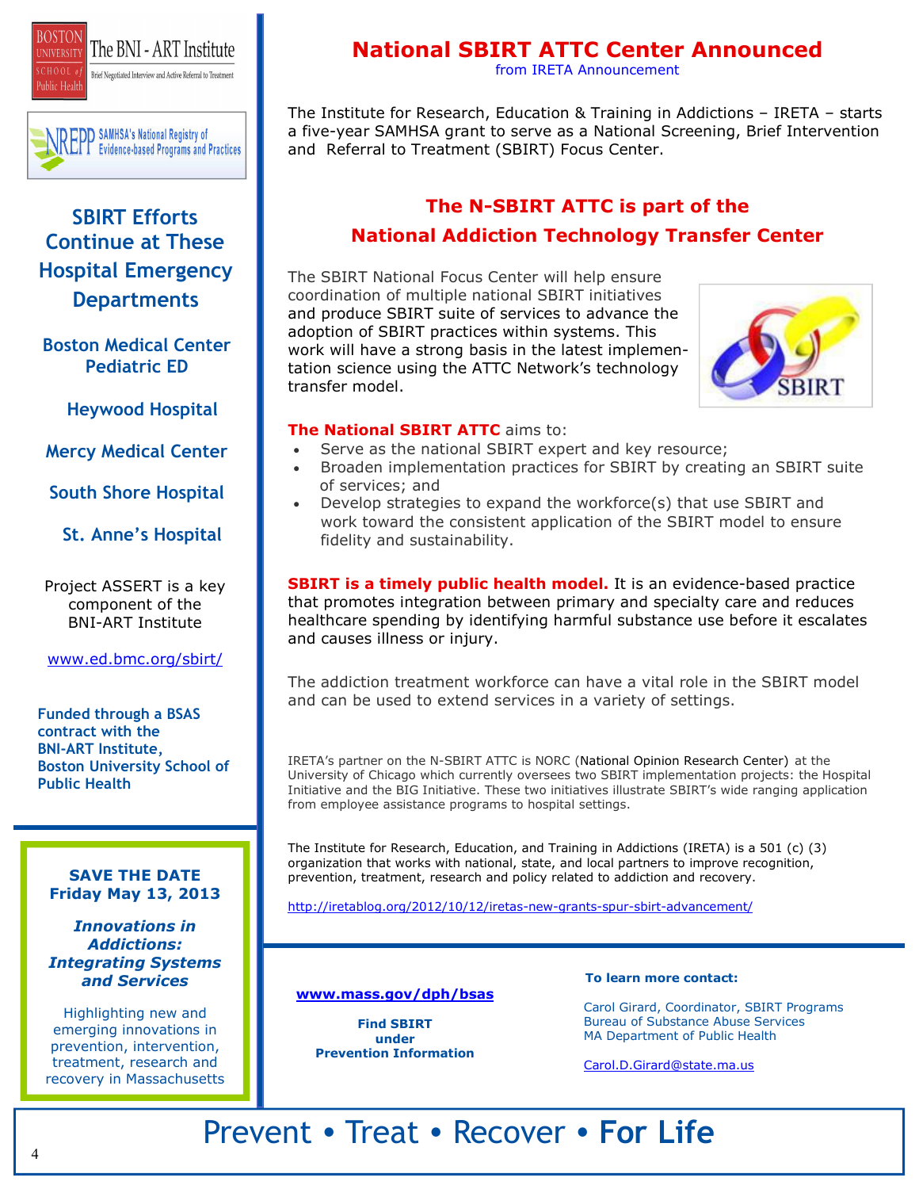# National SBIRT ATTC Center Announced

from IRETA Announcement

The Institute for Research, Education & Training in Addictions – IRETA – starts a five-year SAMHSA grant to serve as a National Screening, Brief Intervention and Referral to Treatment (SBIRT) Focus Center.

## The N-SBIRT ATTC is part of the National Addiction Technology Transfer Center

The SBIRT National Focus Center will help ensure coordination of multiple national SBIRT initiatives and produce SBIRT suite of services to advance the adoption of SBIRT practices within systems. This work will have a strong basis in the latest implementation science using the ATTC Network's technology transfer model.

**The National SBIRT ATTC** aims to:

- Serve as the national SBIRT expert and key resource;
- Broaden implementation practices for SBIRT by creating an SBIRT suite of services; and
- Develop strategies to expand the workforce(s) that use SBIRT and work toward the consistent application of the SBIRT model to ensure fidelity and sustainability.

**SBIRT is a timely public health model.** It is an evidence-based practice that promotes integration between primary and specialty care and reduces healthcare spending by identifying harmful substance use before it escalates and causes illness or injury.

The addiction treatment workforce can have a vital role in the SBIRT model and can be used to extend services in a variety of settings.

IRETA's partner on the N-SBIRT ATTC is NORC (National Opinion Research Center) at the University of Chicago which currently oversees two SBIRT implementation projects: the Hospital Initiative and the BIG Initiative. These two initiatives illustrate SBIRT's wide ranging application from employee assistance programs to hospital settings.

The Institute for Research, Education, and Training in Addictions (IRETA) is a 501 (c) (3) organization that works with national, state, and local partners to improve recognition, prevention, treatment, research and policy related to addiction and recovery.

http://iretablog.org/2012/10/12/iretas-new-grants-spur-sbirt-advancement/

---

The BNI - ART Institute
Brief Negotiated Interview and Active Referral to Treatment

NREPP SAMHSA's National Registry of Evidence-based Programs and Practices

## SBIRT Efforts Continue at These Hospital Emergency Departments

- Boston Medical Center Pediatric ED
- Heywood Hospital
- Mercy Medical Center
- South Shore Hospital
- St. Anne's Hospital

Project ASSERT is a key component of the BNI-ART Institute

www.ed.bmc.org/sbirt/

**Funded through a BSAS contract with the BNI-ART Institute, Boston University School of Public Health**

---

**SAVE THE DATE**
**Friday May 13, 2013**

***Innovations in Addictions: Integrating Systems and Services***

Highlighting new and emerging innovations in prevention, intervention, treatment, research and recovery in Massachusetts

---

**www.mass.gov/dph/bsas**

**Find SBIRT under Prevention Information**

**To learn more contact:**

Carol Girard, Coordinator, SBIRT Programs
Bureau of Substance Abuse Services
MA Department of Public Health

Carol.D.Girard@state.ma.us

Prevent • Treat • Recover • **For Life**